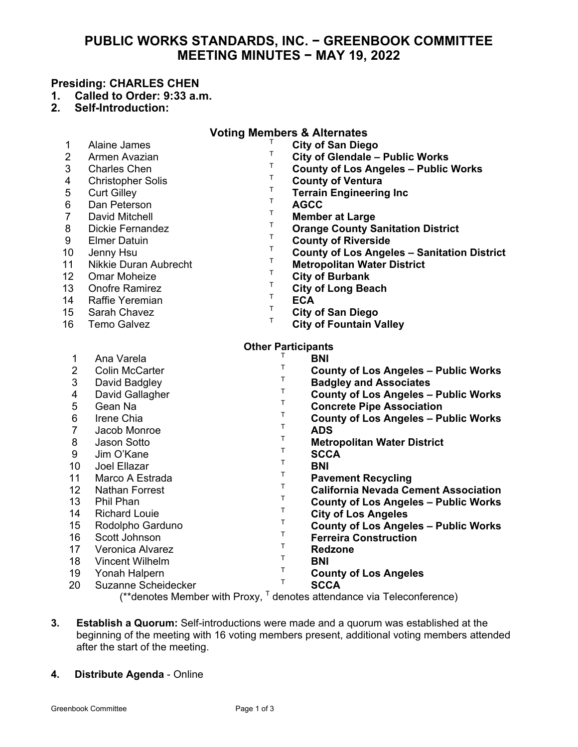# PUBLIC WORKS STANDARDS, INC. − GREENBOOK COMMITTEE
# MEETING MINUTES − MAY 19, 2022

**Presiding: CHARLES CHEN**

1. **Called to Order: 9:33 a.m.**
2. **Self-Introduction:**

**Voting Members & Alternates**

| # | Name | | Organization |
|---|---|---|---|
| 1 | Alaine James | T | **City of San Diego** |
| 2 | Armen Avazian | T | **City of Glendale – Public Works** |
| 3 | Charles Chen | T | **County of Los Angeles – Public Works** |
| 4 | Christopher Solis | T | **County of Ventura** |
| 5 | Curt Gilley | T | **Terrain Engineering Inc** |
| 6 | Dan Peterson | T | **AGCC** |
| 7 | David Mitchell | T | **Member at Large** |
| 8 | Dickie Fernandez | T | **Orange County Sanitation District** |
| 9 | Elmer Datuin | T | **County of Riverside** |
| 10 | Jenny Hsu | T | **County of Los Angeles – Sanitation District** |
| 11 | Nikkie Duran Aubrecht | T | **Metropolitan Water District** |
| 12 | Omar Moheize | T | **City of Burbank** |
| 13 | Onofre Ramirez | T | **City of Long Beach** |
| 14 | Raffie Yeremian | T | **ECA** |
| 15 | Sarah Chavez | T | **City of San Diego** |
| 16 | Temo Galvez | T | **City of Fountain Valley** |

**Other Participants**

| # | Name | | Organization |
|---|---|---|---|
| 1 | Ana Varela | T | **BNI** |
| 2 | Colin McCarter | T | **County of Los Angeles – Public Works** |
| 3 | David Badgley | T | **Badgley and Associates** |
| 4 | David Gallagher | T | **County of Los Angeles – Public Works** |
| 5 | Gean Na | T | **Concrete Pipe Association** |
| 6 | Irene Chia | T | **County of Los Angeles – Public Works** |
| 7 | Jacob Monroe | T | **ADS** |
| 8 | Jason Sotto | T | **Metropolitan Water District** |
| 9 | Jim O'Kane | T | **SCCA** |
| 10 | Joel Ellazar | T | **BNI** |
| 11 | Marco A Estrada | T | **Pavement Recycling** |
| 12 | Nathan Forrest | T | **California Nevada Cement Association** |
| 13 | Phil Phan | T | **County of Los Angeles – Public Works** |
| 14 | Richard Louie | T | **City of Los Angeles** |
| 15 | Rodolpho Garduno | T | **County of Los Angeles – Public Works** |
| 16 | Scott Johnson | T | **Ferreira Construction** |
| 17 | Veronica Alvarez | T | **Redzone** |
| 18 | Vincent Wilhelm | T | **BNI** |
| 19 | Yonah Halpern | T | **County of Los Angeles** |
| 20 | Suzanne Scheidecker | T | **SCCA** |

(**denotes Member with Proxy, T denotes attendance via Teleconference)

3. **Establish a Quorum:** Self-introductions were made and a quorum was established at the beginning of the meeting with 16 voting members present, additional voting members attended after the start of the meeting.

4. **Distribute Agenda** - Online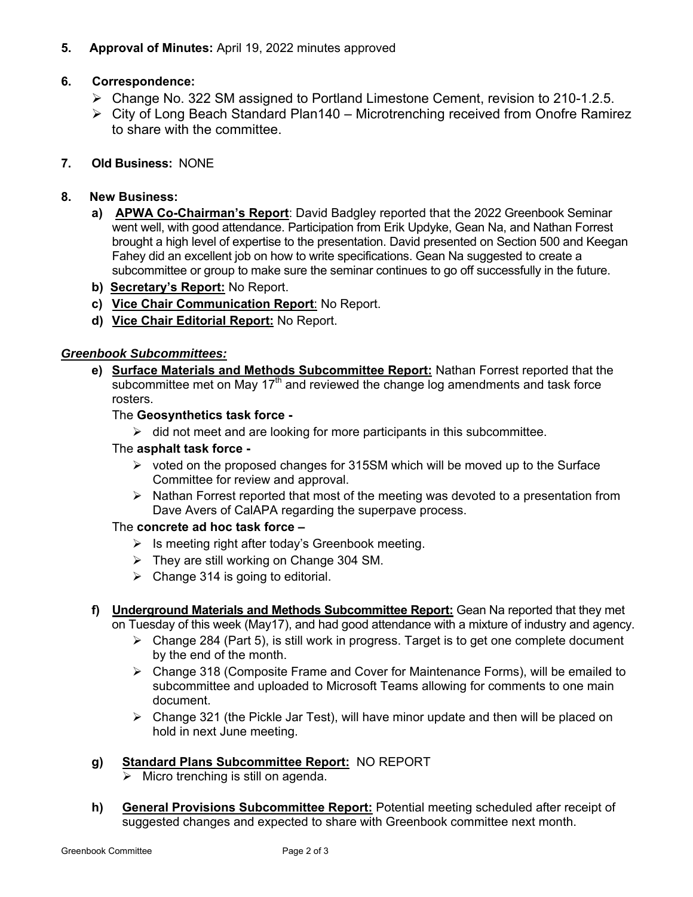**5. Approval of Minutes:** April 19, 2022 minutes approved

**6. Correspondence:**

- Change No. 322 SM assigned to Portland Limestone Cement, revision to 210-1.2.5.
- City of Long Beach Standard Plan140 – Microtrenching received from Onofre Ramirez to share with the committee.

**7. Old Business:** NONE

**8. New Business:**

**a) APWA Co-Chairman's Report**: David Badgley reported that the 2022 Greenbook Seminar went well, with good attendance. Participation from Erik Updyke, Gean Na, and Nathan Forrest brought a high level of expertise to the presentation. David presented on Section 500 and Keegan Fahey did an excellent job on how to write specifications. Gean Na suggested to create a subcommittee or group to make sure the seminar continues to go off successfully in the future.

**b) Secretary's Report:** No Report.

**c) Vice Chair Communication Report**: No Report.

**d) Vice Chair Editorial Report:** No Report.

***Greenbook Subcommittees:***

**e) Surface Materials and Methods Subcommittee Report:** Nathan Forrest reported that the subcommittee met on May 17th and reviewed the change log amendments and task force rosters.

The **Geosynthetics task force -**

- did not meet and are looking for more participants in this subcommittee.

The **asphalt task force -**

- voted on the proposed changes for 315SM which will be moved up to the Surface Committee for review and approval.
- Nathan Forrest reported that most of the meeting was devoted to a presentation from Dave Avers of CalAPA regarding the superpave process.

The **concrete ad hoc task force –**

- Is meeting right after today's Greenbook meeting.
- They are still working on Change 304 SM.
- Change 314 is going to editorial.

**f) Underground Materials and Methods Subcommittee Report:** Gean Na reported that they met on Tuesday of this week (May17), and had good attendance with a mixture of industry and agency.

- Change 284 (Part 5), is still work in progress. Target is to get one complete document by the end of the month.
- Change 318 (Composite Frame and Cover for Maintenance Forms), will be emailed to subcommittee and uploaded to Microsoft Teams allowing for comments to one main document.
- Change 321 (the Pickle Jar Test), will have minor update and then will be placed on hold in next June meeting.

**g) Standard Plans Subcommittee Report:** NO REPORT

- Micro trenching is still on agenda.

**h) General Provisions Subcommittee Report:** Potential meeting scheduled after receipt of suggested changes and expected to share with Greenbook committee next month.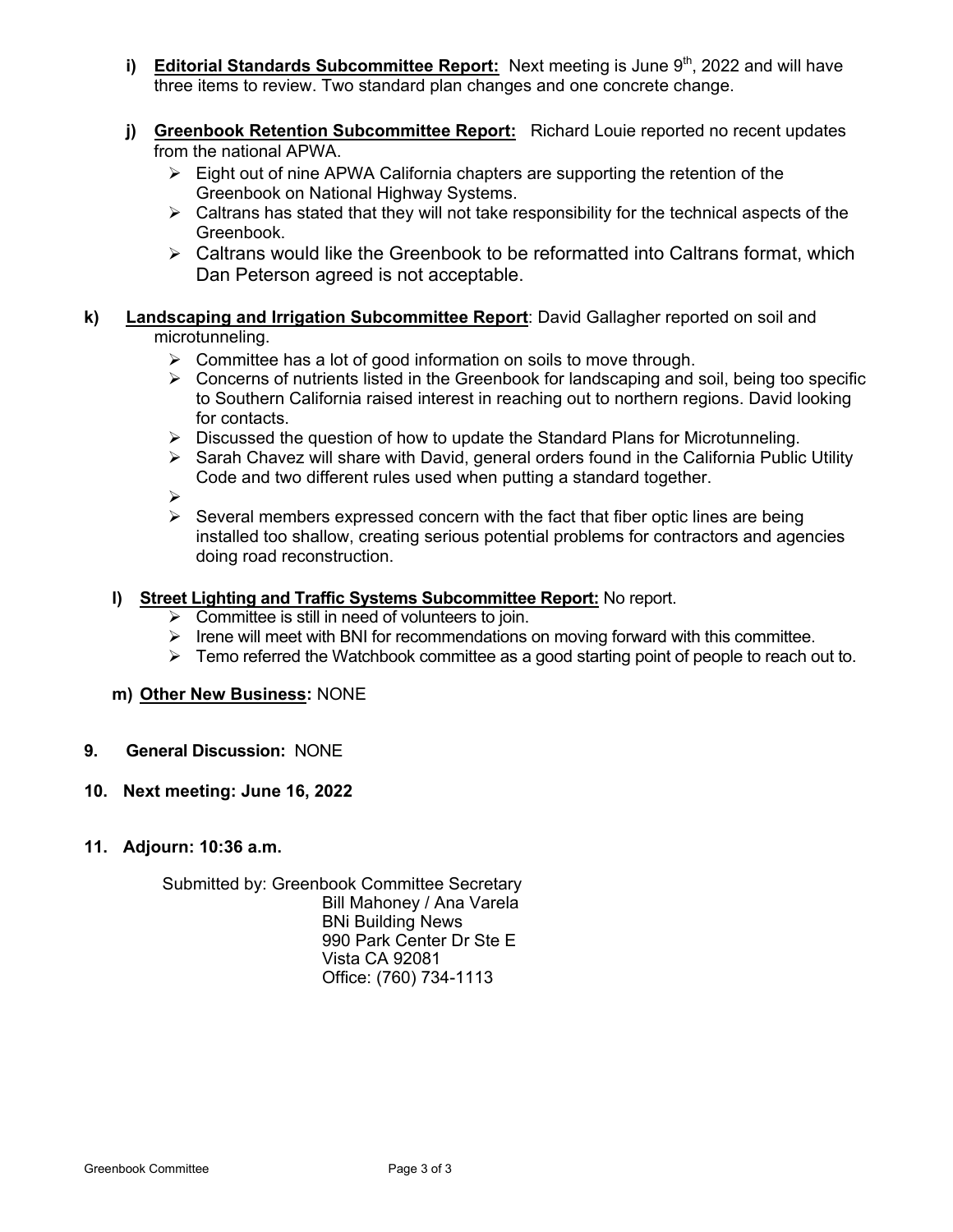i) **Editorial Standards Subcommittee Report:** Next meeting is June 9th, 2022 and will have three items to review. Two standard plan changes and one concrete change.

j) **Greenbook Retention Subcommittee Report:** Richard Louie reported no recent updates from the national APWA.

- Eight out of nine APWA California chapters are supporting the retention of the Greenbook on National Highway Systems.
- Caltrans has stated that they will not take responsibility for the technical aspects of the Greenbook.
- Caltrans would like the Greenbook to be reformatted into Caltrans format, which Dan Peterson agreed is not acceptable.

k) **Landscaping and Irrigation Subcommittee Report**: David Gallagher reported on soil and microtunneling.

- Committee has a lot of good information on soils to move through.
- Concerns of nutrients listed in the Greenbook for landscaping and soil, being too specific to Southern California raised interest in reaching out to northern regions. David looking for contacts.
- Discussed the question of how to update the Standard Plans for Microtunneling.
- Sarah Chavez will share with David, general orders found in the California Public Utility Code and two different rules used when putting a standard together.
- 
- Several members expressed concern with the fact that fiber optic lines are being installed too shallow, creating serious potential problems for contractors and agencies doing road reconstruction.

l) **Street Lighting and Traffic Systems Subcommittee Report:** No report.

- Committee is still in need of volunteers to join.
- Irene will meet with BNI for recommendations on moving forward with this committee.
- Temo referred the Watchbook committee as a good starting point of people to reach out to.

m) **Other New Business:** NONE

**9. General Discussion:** NONE

**10. Next meeting: June 16, 2022**

**11. Adjourn: 10:36 a.m.**

Submitted by: Greenbook Committee Secretary
Bill Mahoney / Ana Varela
BNi Building News
990 Park Center Dr Ste E
Vista CA 92081
Office: (760) 734-1113